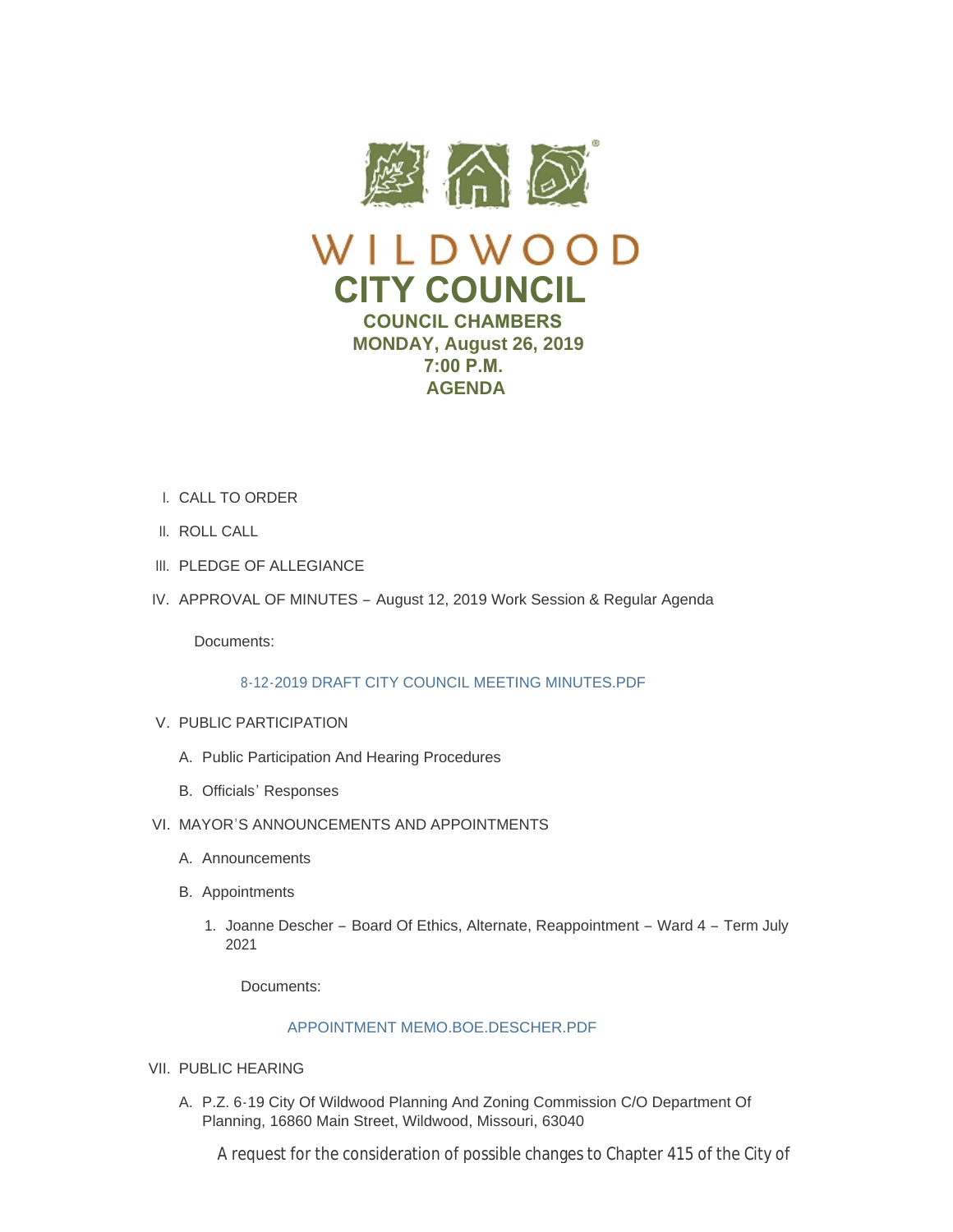# WILDWOOD

## CITY COUNCIL

### COUNCIL CHAMBERS
### MONDAY, August 26, 2019
### 7:00 P.M.
### AGENDA

I. CALL TO ORDER

II. ROLL CALL

III. PLEDGE OF ALLEGIANCE

IV. APPROVAL OF MINUTES – August 12, 2019 Work Session & Regular Agenda

Documents:

8-12-2019 DRAFT CITY COUNCIL MEETING MINUTES.PDF

V. PUBLIC PARTICIPATION

   A. Public Participation And Hearing Procedures

   B. Officials' Responses

VI. MAYOR'S ANNOUNCEMENTS AND APPOINTMENTS

   A. Announcements

   B. Appointments

      1. Joanne Descher – Board Of Ethics, Alternate, Reappointment – Ward 4 – Term July 2021

      Documents:

      APPOINTMENT MEMO.BOE.DESCHER.PDF

VII. PUBLIC HEARING

   A. P.Z. 6-19 City Of Wildwood Planning And Zoning Commission C/O Department Of Planning, 16860 Main Street, Wildwood, Missouri, 63040

   A request for the consideration of possible changes to Chapter 415 of the City of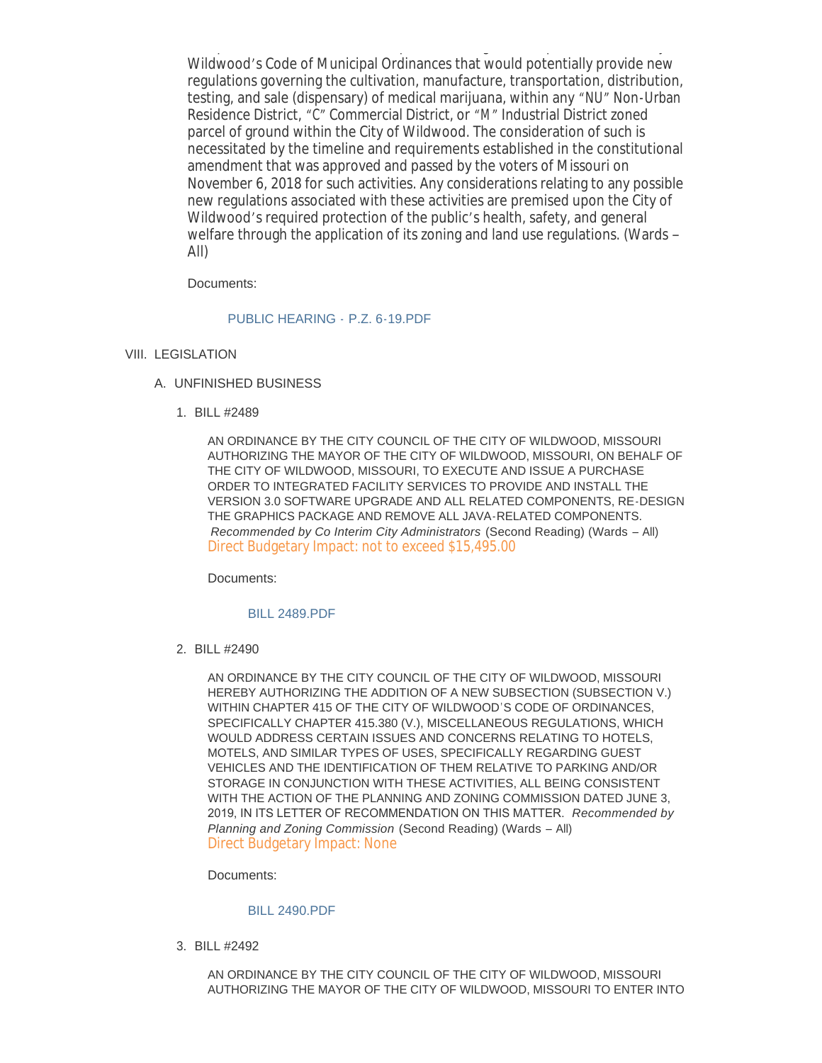Wildwood's Code of Municipal Ordinances that would potentially provide new regulations governing the cultivation, manufacture, transportation, distribution, testing, and sale (dispensary) of medical marijuana, within any "NU" Non-Urban Residence District, "C" Commercial District, or "M" Industrial District zoned parcel of ground within the City of Wildwood. The consideration of such is necessitated by the timeline and requirements established in the constitutional amendment that was approved and passed by the voters of Missouri on November 6, 2018 for such activities. Any considerations relating to any possible new regulations associated with these activities are premised upon the City of Wildwood's required protection of the public's health, safety, and general welfare through the application of its zoning and land use regulations. (Wards – All)

Documents:

PUBLIC HEARING - P.Z. 6-19.PDF

VIII. LEGISLATION

A. UNFINISHED BUSINESS

1. BILL #2489

AN ORDINANCE BY THE CITY COUNCIL OF THE CITY OF WILDWOOD, MISSOURI AUTHORIZING THE MAYOR OF THE CITY OF WILDWOOD, MISSOURI, ON BEHALF OF THE CITY OF WILDWOOD, MISSOURI, TO EXECUTE AND ISSUE A PURCHASE ORDER TO INTEGRATED FACILITY SERVICES TO PROVIDE AND INSTALL THE VERSION 3.0 SOFTWARE UPGRADE AND ALL RELATED COMPONENTS, RE-DESIGN THE GRAPHICS PACKAGE AND REMOVE ALL JAVA-RELATED COMPONENTS. *Recommended by Co Interim City Administrators* (Second Reading) (Wards – All)
Direct Budgetary Impact: not to exceed $15,495.00

Documents:

BILL 2489.PDF

2. BILL #2490

AN ORDINANCE BY THE CITY COUNCIL OF THE CITY OF WILDWOOD, MISSOURI HEREBY AUTHORIZING THE ADDITION OF A NEW SUBSECTION (SUBSECTION V.) WITHIN CHAPTER 415 OF THE CITY OF WILDWOOD'S CODE OF ORDINANCES, SPECIFICALLY CHAPTER 415.380 (V.), MISCELLANEOUS REGULATIONS, WHICH WOULD ADDRESS CERTAIN ISSUES AND CONCERNS RELATING TO HOTELS, MOTELS, AND SIMILAR TYPES OF USES, SPECIFICALLY REGARDING GUEST VEHICLES AND THE IDENTIFICATION OF THEM RELATIVE TO PARKING AND/OR STORAGE IN CONJUNCTION WITH THESE ACTIVITIES, ALL BEING CONSISTENT WITH THE ACTION OF THE PLANNING AND ZONING COMMISSION DATED JUNE 3, 2019, IN ITS LETTER OF RECOMMENDATION ON THIS MATTER. *Recommended by Planning and Zoning Commission* (Second Reading) (Wards – All)
Direct Budgetary Impact: None

Documents:

BILL 2490.PDF

3. BILL #2492

AN ORDINANCE BY THE CITY COUNCIL OF THE CITY OF WILDWOOD, MISSOURI AUTHORIZING THE MAYOR OF THE CITY OF WILDWOOD, MISSOURI TO ENTER INTO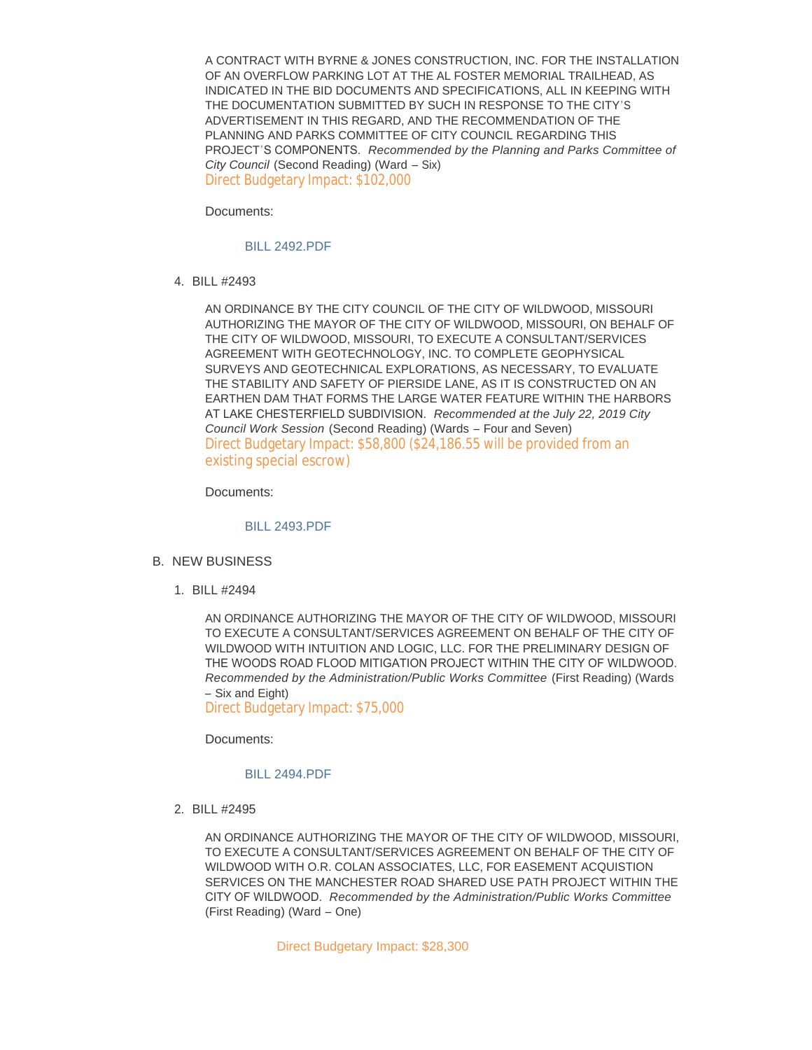A CONTRACT WITH BYRNE & JONES CONSTRUCTION, INC. FOR THE INSTALLATION OF AN OVERFLOW PARKING LOT AT THE AL FOSTER MEMORIAL TRAILHEAD, AS INDICATED IN THE BID DOCUMENTS AND SPECIFICATIONS, ALL IN KEEPING WITH THE DOCUMENTATION SUBMITTED BY SUCH IN RESPONSE TO THE CITY'S ADVERTISEMENT IN THIS REGARD, AND THE RECOMMENDATION OF THE PLANNING AND PARKS COMMITTEE OF CITY COUNCIL REGARDING THIS PROJECT'S COMPONENTS. *Recommended by the Planning and Parks Committee of City Council* (Second Reading) (Ward – Six)
Direct Budgetary Impact: $102,000

Documents:

BILL 2492.PDF

4. BILL #2493

AN ORDINANCE BY THE CITY COUNCIL OF THE CITY OF WILDWOOD, MISSOURI AUTHORIZING THE MAYOR OF THE CITY OF WILDWOOD, MISSOURI, ON BEHALF OF THE CITY OF WILDWOOD, MISSOURI, TO EXECUTE A CONSULTANT/SERVICES AGREEMENT WITH GEOTECHNOLOGY, INC. TO COMPLETE GEOPHYSICAL SURVEYS AND GEOTECHNICAL EXPLORATIONS, AS NECESSARY, TO EVALUATE THE STABILITY AND SAFETY OF PIERSIDE LANE, AS IT IS CONSTRUCTED ON AN EARTHEN DAM THAT FORMS THE LARGE WATER FEATURE WITHIN THE HARBORS AT LAKE CHESTERFIELD SUBDIVISION. *Recommended at the July 22, 2019 City Council Work Session* (Second Reading) (Wards – Four and Seven)
Direct Budgetary Impact: $58,800 ($24,186.55 will be provided from an existing special escrow)

Documents:

BILL 2493.PDF

B. NEW BUSINESS

1. BILL #2494

AN ORDINANCE AUTHORIZING THE MAYOR OF THE CITY OF WILDWOOD, MISSOURI TO EXECUTE A CONSULTANT/SERVICES AGREEMENT ON BEHALF OF THE CITY OF WILDWOOD WITH INTUITION AND LOGIC, LLC. FOR THE PRELIMINARY DESIGN OF THE WOODS ROAD FLOOD MITIGATION PROJECT WITHIN THE CITY OF WILDWOOD. *Recommended by the Administration/Public Works Committee* (First Reading) (Wards – Six and Eight)
Direct Budgetary Impact: $75,000

Documents:

BILL 2494.PDF

2. BILL #2495

AN ORDINANCE AUTHORIZING THE MAYOR OF THE CITY OF WILDWOOD, MISSOURI, TO EXECUTE A CONSULTANT/SERVICES AGREEMENT ON BEHALF OF THE CITY OF WILDWOOD WITH O.R. COLAN ASSOCIATES, LLC, FOR EASEMENT ACQUISTION SERVICES ON THE MANCHESTER ROAD SHARED USE PATH PROJECT WITHIN THE CITY OF WILDWOOD. *Recommended by the Administration/Public Works Committee* (First Reading) (Ward – One)

Direct Budgetary Impact: $28,300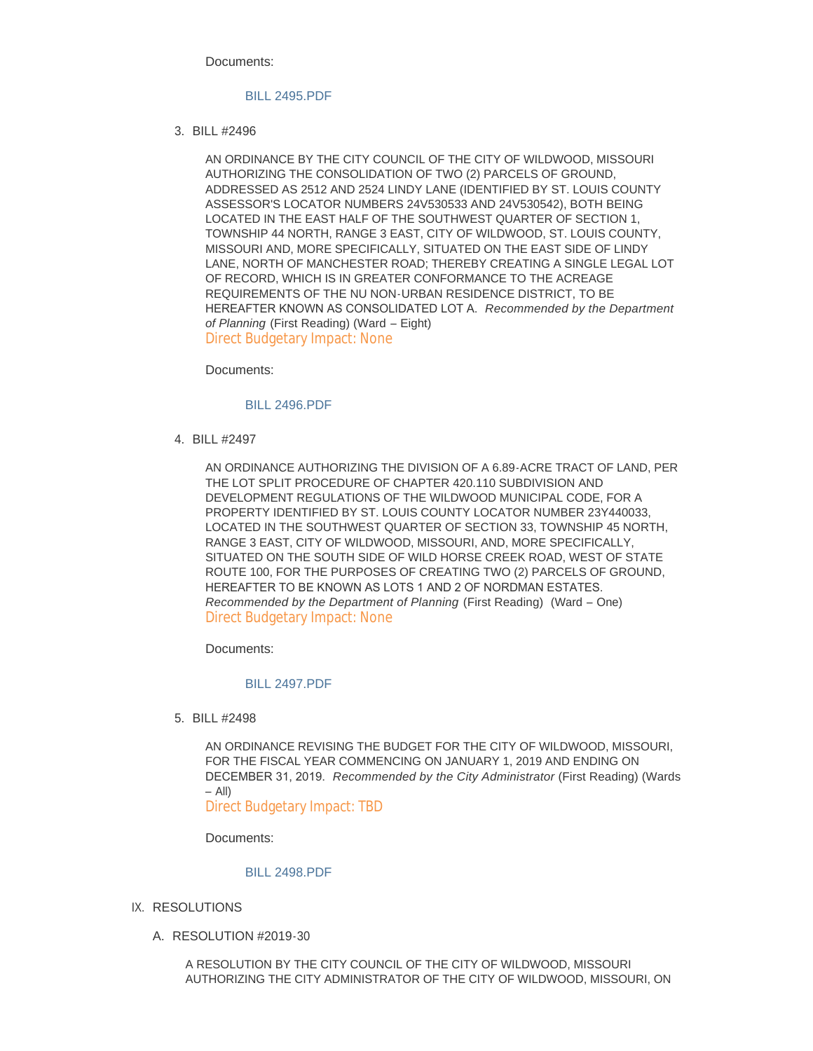Documents:

BILL 2495.PDF

3. BILL #2496

AN ORDINANCE BY THE CITY COUNCIL OF THE CITY OF WILDWOOD, MISSOURI AUTHORIZING THE CONSOLIDATION OF TWO (2) PARCELS OF GROUND, ADDRESSED AS 2512 AND 2524 LINDY LANE (IDENTIFIED BY ST. LOUIS COUNTY ASSESSOR'S LOCATOR NUMBERS 24V530533 AND 24V530542), BOTH BEING LOCATED IN THE EAST HALF OF THE SOUTHWEST QUARTER OF SECTION 1, TOWNSHIP 44 NORTH, RANGE 3 EAST, CITY OF WILDWOOD, ST. LOUIS COUNTY, MISSOURI AND, MORE SPECIFICALLY, SITUATED ON THE EAST SIDE OF LINDY LANE, NORTH OF MANCHESTER ROAD; THEREBY CREATING A SINGLE LEGAL LOT OF RECORD, WHICH IS IN GREATER CONFORMANCE TO THE ACREAGE REQUIREMENTS OF THE NU NON-URBAN RESIDENCE DISTRICT, TO BE HEREAFTER KNOWN AS CONSOLIDATED LOT A. *Recommended by the Department of Planning* (First Reading) (Ward – Eight)
Direct Budgetary Impact: None

Documents:

BILL 2496.PDF

4. BILL #2497

AN ORDINANCE AUTHORIZING THE DIVISION OF A 6.89-ACRE TRACT OF LAND, PER THE LOT SPLIT PROCEDURE OF CHAPTER 420.110 SUBDIVISION AND DEVELOPMENT REGULATIONS OF THE WILDWOOD MUNICIPAL CODE, FOR A PROPERTY IDENTIFIED BY ST. LOUIS COUNTY LOCATOR NUMBER 23Y440033, LOCATED IN THE SOUTHWEST QUARTER OF SECTION 33, TOWNSHIP 45 NORTH, RANGE 3 EAST, CITY OF WILDWOOD, MISSOURI, AND, MORE SPECIFICALLY, SITUATED ON THE SOUTH SIDE OF WILD HORSE CREEK ROAD, WEST OF STATE ROUTE 100, FOR THE PURPOSES OF CREATING TWO (2) PARCELS OF GROUND, HEREAFTER TO BE KNOWN AS LOTS 1 AND 2 OF NORDMAN ESTATES. *Recommended by the Department of Planning* (First Reading) (Ward – One)
Direct Budgetary Impact: None

Documents:

BILL 2497.PDF

5. BILL #2498

AN ORDINANCE REVISING THE BUDGET FOR THE CITY OF WILDWOOD, MISSOURI, FOR THE FISCAL YEAR COMMENCING ON JANUARY 1, 2019 AND ENDING ON DECEMBER 31, 2019. *Recommended by the City Administrator* (First Reading) (Wards – All)
Direct Budgetary Impact: TBD

Documents:

BILL 2498.PDF

IX. RESOLUTIONS

A. RESOLUTION #2019-30

A RESOLUTION BY THE CITY COUNCIL OF THE CITY OF WILDWOOD, MISSOURI AUTHORIZING THE CITY ADMINISTRATOR OF THE CITY OF WILDWOOD, MISSOURI, ON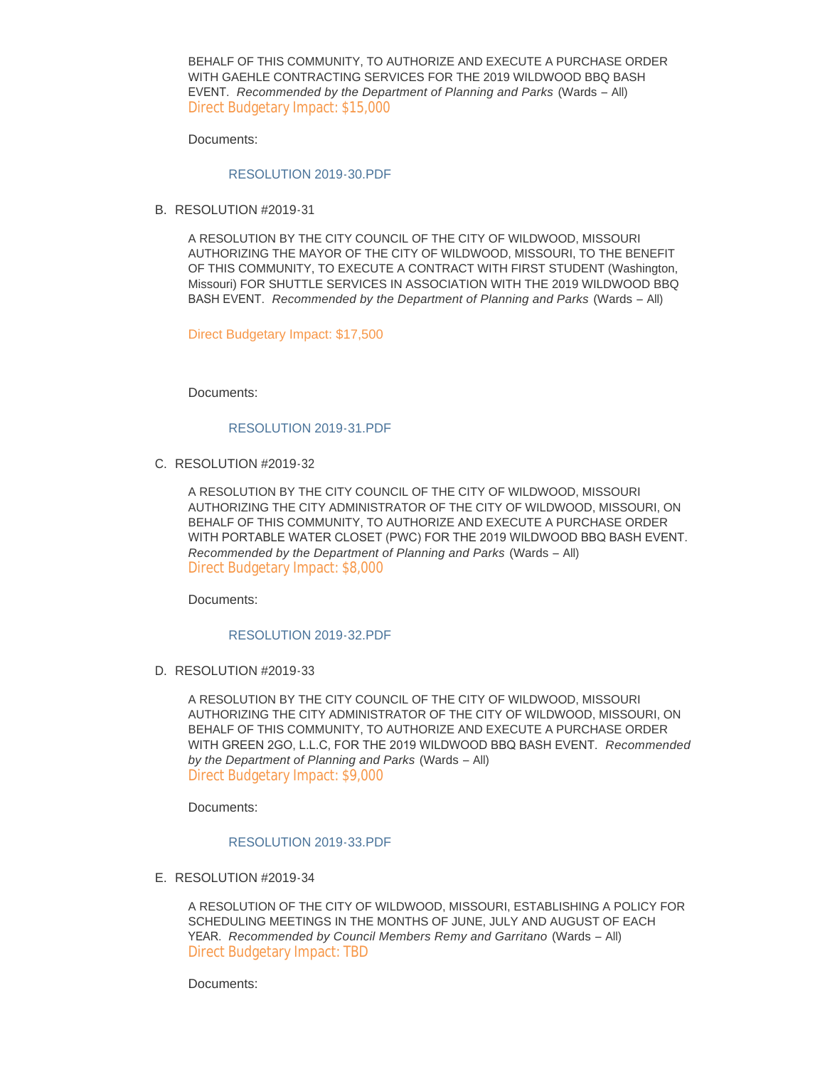BEHALF OF THIS COMMUNITY, TO AUTHORIZE AND EXECUTE A PURCHASE ORDER WITH GAEHLE CONTRACTING SERVICES FOR THE 2019 WILDWOOD BBQ BASH EVENT. *Recommended by the Department of Planning and Parks* (Wards – All)
Direct Budgetary Impact: $15,000

Documents:

RESOLUTION 2019-30.PDF

B. RESOLUTION #2019-31

A RESOLUTION BY THE CITY COUNCIL OF THE CITY OF WILDWOOD, MISSOURI AUTHORIZING THE MAYOR OF THE CITY OF WILDWOOD, MISSOURI, TO THE BENEFIT OF THIS COMMUNITY, TO EXECUTE A CONTRACT WITH FIRST STUDENT (Washington, Missouri) FOR SHUTTLE SERVICES IN ASSOCIATION WITH THE 2019 WILDWOOD BBQ BASH EVENT. *Recommended by the Department of Planning and Parks* (Wards – All)

Direct Budgetary Impact: $17,500

Documents:

RESOLUTION 2019-31.PDF

C. RESOLUTION #2019-32

A RESOLUTION BY THE CITY COUNCIL OF THE CITY OF WILDWOOD, MISSOURI AUTHORIZING THE CITY ADMINISTRATOR OF THE CITY OF WILDWOOD, MISSOURI, ON BEHALF OF THIS COMMUNITY, TO AUTHORIZE AND EXECUTE A PURCHASE ORDER WITH PORTABLE WATER CLOSET (PWC) FOR THE 2019 WILDWOOD BBQ BASH EVENT. *Recommended by the Department of Planning and Parks* (Wards – All)
Direct Budgetary Impact: $8,000

Documents:

RESOLUTION 2019-32.PDF

D. RESOLUTION #2019-33

A RESOLUTION BY THE CITY COUNCIL OF THE CITY OF WILDWOOD, MISSOURI AUTHORIZING THE CITY ADMINISTRATOR OF THE CITY OF WILDWOOD, MISSOURI, ON BEHALF OF THIS COMMUNITY, TO AUTHORIZE AND EXECUTE A PURCHASE ORDER WITH GREEN 2GO, L.L.C, FOR THE 2019 WILDWOOD BBQ BASH EVENT. *Recommended by the Department of Planning and Parks* (Wards – All)
Direct Budgetary Impact: $9,000

Documents:

RESOLUTION 2019-33.PDF

E. RESOLUTION #2019-34

A RESOLUTION OF THE CITY OF WILDWOOD, MISSOURI, ESTABLISHING A POLICY FOR SCHEDULING MEETINGS IN THE MONTHS OF JUNE, JULY AND AUGUST OF EACH YEAR. *Recommended by Council Members Remy and Garritano* (Wards – All)
Direct Budgetary Impact: TBD

Documents: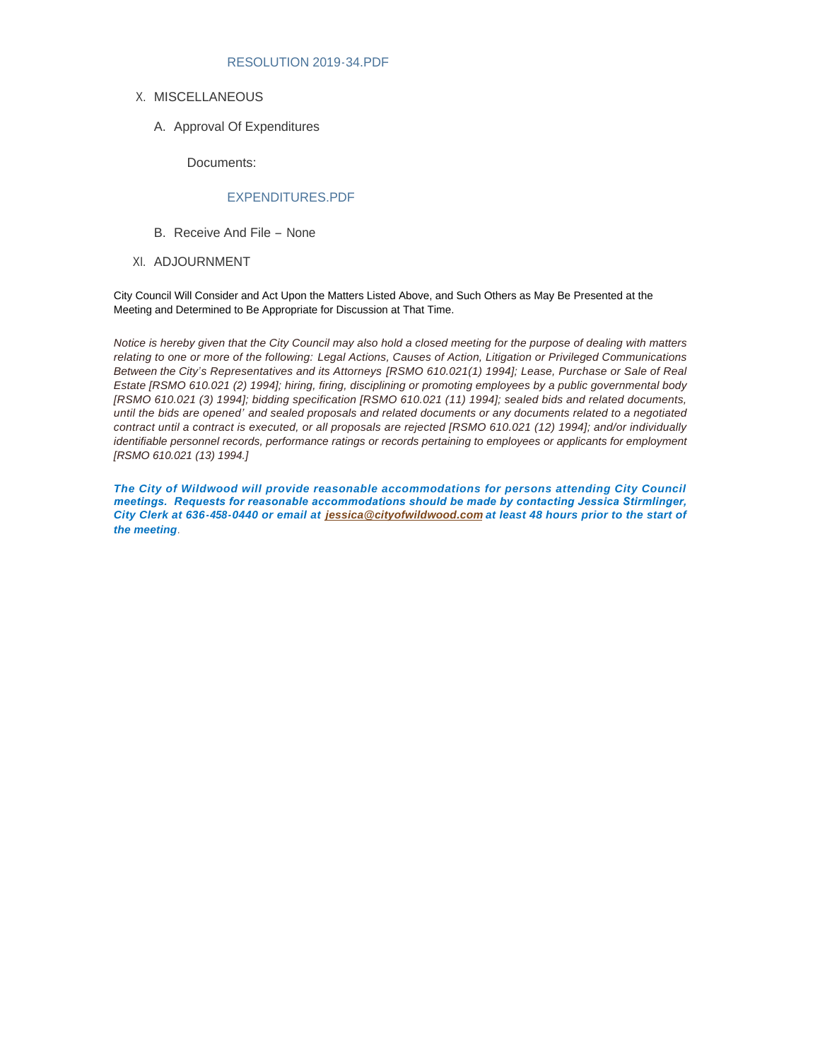RESOLUTION 2019-34.PDF

X. MISCELLANEOUS

A. Approval Of Expenditures

Documents:

EXPENDITURES.PDF

B. Receive And File – None

XI. ADJOURNMENT

City Council Will Consider and Act Upon the Matters Listed Above, and Such Others as May Be Presented at the Meeting and Determined to Be Appropriate for Discussion at That Time.

*Notice is hereby given that the City Council may also hold a closed meeting for the purpose of dealing with matters relating to one or more of the following: Legal Actions, Causes of Action, Litigation or Privileged Communications Between the City's Representatives and its Attorneys [RSMO 610.021(1) 1994]; Lease, Purchase or Sale of Real Estate [RSMO 610.021 (2) 1994]; hiring, firing, disciplining or promoting employees by a public governmental body [RSMO 610.021 (3) 1994]; bidding specification [RSMO 610.021 (11) 1994]; sealed bids and related documents, until the bids are opened' and sealed proposals and related documents or any documents related to a negotiated contract until a contract is executed, or all proposals are rejected [RSMO 610.021 (12) 1994]; and/or individually identifiable personnel records, performance ratings or records pertaining to employees or applicants for employment [RSMO 610.021 (13) 1994.]*

***The City of Wildwood will provide reasonable accommodations for persons attending City Council meetings. Requests for reasonable accommodations should be made by contacting Jessica Stirmlinger, City Clerk at 636-458-0440 or email at jessica@cityofwildwood.com at least 48 hours prior to the start of the meeting.***